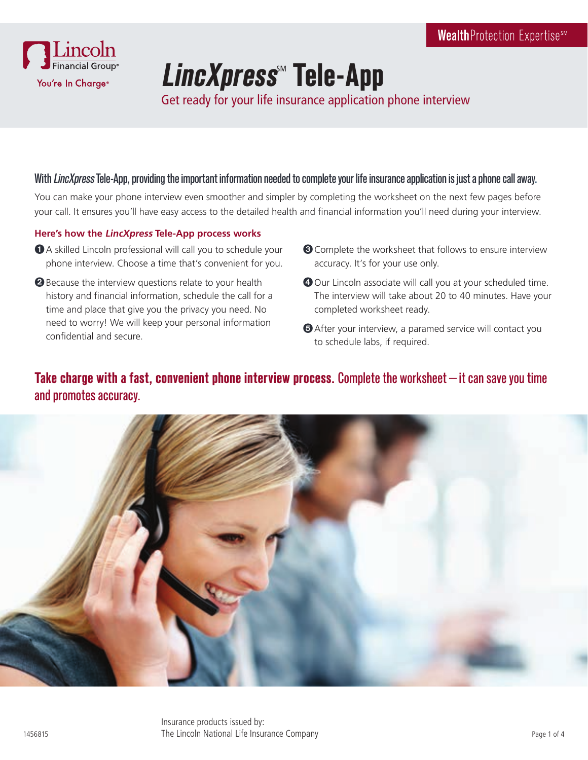Lincoln Financial Group®

You're In Charge®

**Wealth**Protection Expertise℠

# *LincXpress*℠ Tele-App

## Get ready for your life insurance application phone interview

### With *LincXpress* Tele-App, providing the important information needed to complete your life insurance application is just a phone call away.

You can make your phone interview even smoother and simpler by completing the worksheet on the next few pages before your call. It ensures you'll have easy access to the detailed health and financial information you'll need during your interview.

**Here's how the *LincXpress* Tele-App process works**

1. A skilled Lincoln professional will call you to schedule your phone interview. Choose a time that's convenient for you.
2. Because the interview questions relate to your health history and financial information, schedule the call for a time and place that give you the privacy you need. No need to worry! We will keep your personal information confidential and secure.
3. Complete the worksheet that follows to ensure interview accuracy. It's for your use only.
4. Our Lincoln associate will call you at your scheduled time. The interview will take about 20 to 40 minutes. Have your completed worksheet ready.
5. After your interview, a paramed service will contact you to schedule labs, if required.

**Take charge with a fast, convenient phone interview process.** Complete the worksheet – it can save you time and promotes accuracy.

1456815

Insurance products issued by:
The Lincoln National Life Insurance Company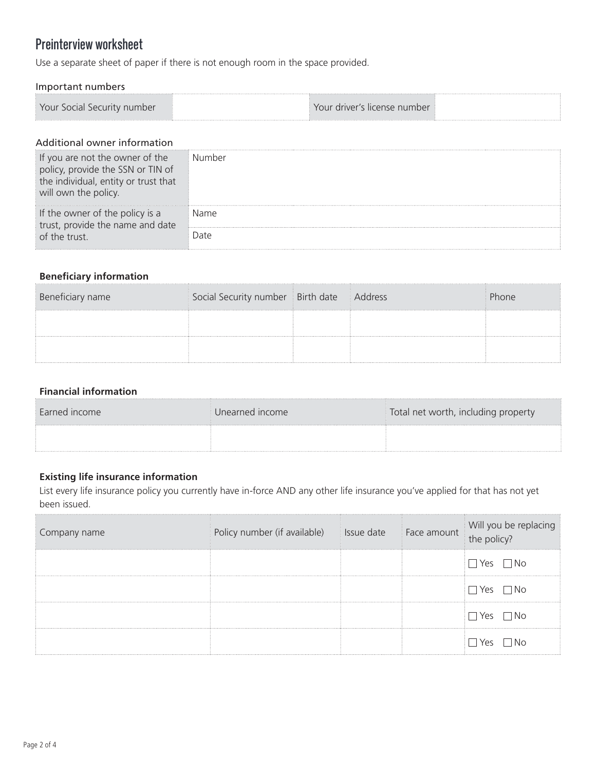## Preinterview worksheet

Use a separate sheet of paper if there is not enough room in the space provided.

### Important numbers

| | | | |
|---|---|---|---|
| Your Social Security number | | Your driver's license number | |

### Additional owner information

| | |
|---|---|
| If you are not the owner of the policy, provide the SSN or TIN of the individual, entity or trust that will own the policy. | Number |
| If the owner of the policy is a trust, provide the name and date of the trust. | Name |
| | Date |

### Beneficiary information

| Beneficiary name | Social Security number | Birth date | Address | Phone |
|---|---|---|---|---|
| | | | | |
| | | | | |

### Financial information

| Earned income | Unearned income | Total net worth, including property |
|---|---|---|
| | | |

### Existing life insurance information

List every life insurance policy you currently have in-force AND any other life insurance you've applied for that has not yet been issued.

| Company name | Policy number (if available) | Issue date | Face amount | Will you be replacing the policy? |
|---|---|---|---|---|
| | | | | ☐ Yes ☐ No |
| | | | | ☐ Yes ☐ No |
| | | | | ☐ Yes ☐ No |
| | | | | ☐ Yes ☐ No |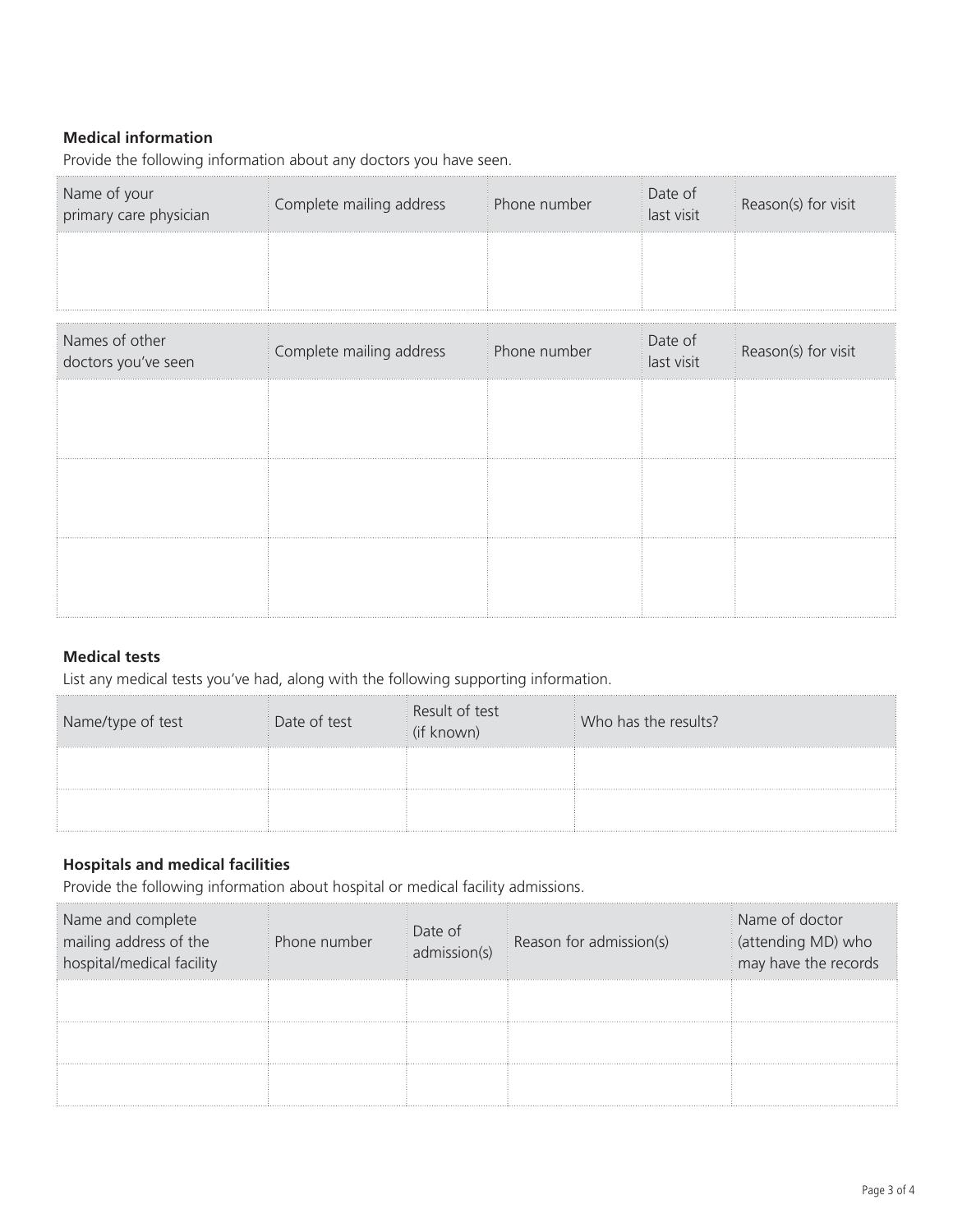**Medical information**

Provide the following information about any doctors you have seen.

| Name of your primary care physician | Complete mailing address | Phone number | Date of last visit | Reason(s) for visit |
| --- | --- | --- | --- | --- |
| | | | | |

| Names of other doctors you've seen | Complete mailing address | Phone number | Date of last visit | Reason(s) for visit |
| --- | --- | --- | --- | --- |
| | | | | |
| | | | | |
| | | | | |

**Medical tests**

List any medical tests you've had, along with the following supporting information.

| Name/type of test | Date of test | Result of test (if known) | Who has the results? |
| --- | --- | --- | --- |
| | | | |
| | | | |

**Hospitals and medical facilities**

Provide the following information about hospital or medical facility admissions.

| Name and complete mailing address of the hospital/medical facility | Phone number | Date of admission(s) | Reason for admission(s) | Name of doctor (attending MD) who may have the records |
| --- | --- | --- | --- | --- |
| | | | | |
| | | | | |
| | | | | |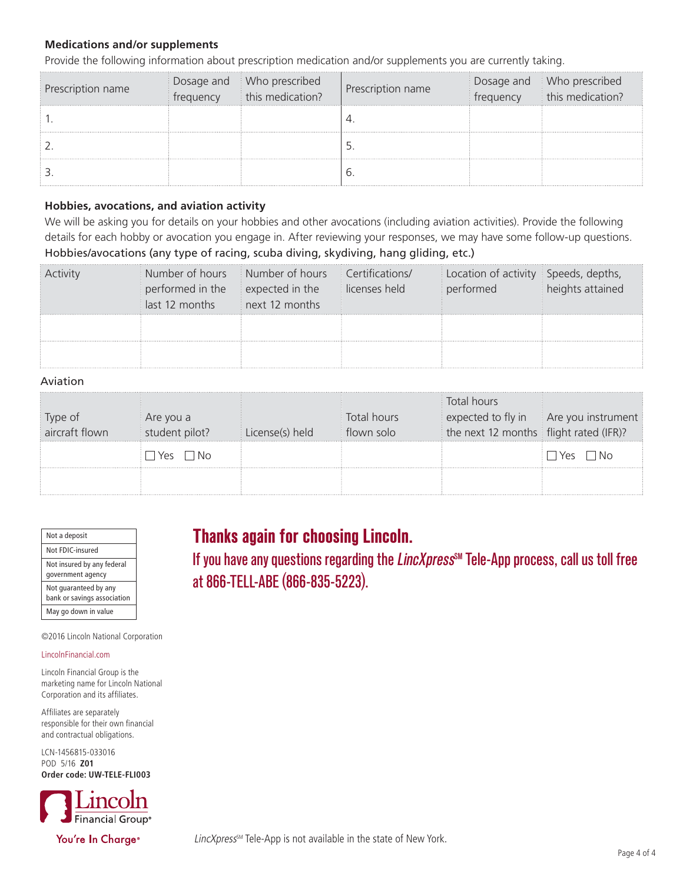### Medications and/or supplements

Provide the following information about prescription medication and/or supplements you are currently taking.

| Prescription name | Dosage and frequency | Who prescribed this medication? | Prescription name | Dosage and frequency | Who prescribed this medication? |
|---|---|---|---|---|---|
| 1. | | | 4. | | |
| 2. | | | 5. | | |
| 3. | | | 6. | | |

### Hobbies, avocations, and aviation activity

We will be asking you for details on your hobbies and other avocations (including aviation activities). Provide the following details for each hobby or avocation you engage in. After reviewing your responses, we may have some follow-up questions.

Hobbies/avocations (any type of racing, scuba diving, skydiving, hang gliding, etc.)

| Activity | Number of hours performed in the last 12 months | Number of hours expected in the next 12 months | Certifications/ licenses held | Location of activity performed | Speeds, depths, heights attained |
|---|---|---|---|---|---|
| | | | | | |
| | | | | | |

Aviation

| Type of aircraft flown | Are you a student pilot? | License(s) held | Total hours flown solo | Total hours expected to fly in the next 12 months | Are you instrument flight rated (IFR)? |
|---|---|---|---|---|---|
| | ☐ Yes ☐ No | | | | ☐ Yes ☐ No |
| | | | | | |

| |
|---|
| Not a deposit |
| Not FDIC-insured |
| Not insured by any federal government agency |
| Not guaranteed by any bank or savings association |
| May go down in value |

©2016 Lincoln National Corporation

LincolnFinancial.com

Lincoln Financial Group is the marketing name for Lincoln National Corporation and its affiliates.

Affiliates are separately responsible for their own financial and contractual obligations.

LCN-1456815-033016
POD 5/16 **Z01**
**Order code: UW-TELE-FLI003**

Lincoln Financial Group®
You're In Charge®

## Thanks again for choosing Lincoln.

If you have any questions regarding the *LincXpress*℠ Tele-App process, call us toll free at 866-TELL-ABE (866-835-5223).

*LincXpress*℠ Tele-App is not available in the state of New York.